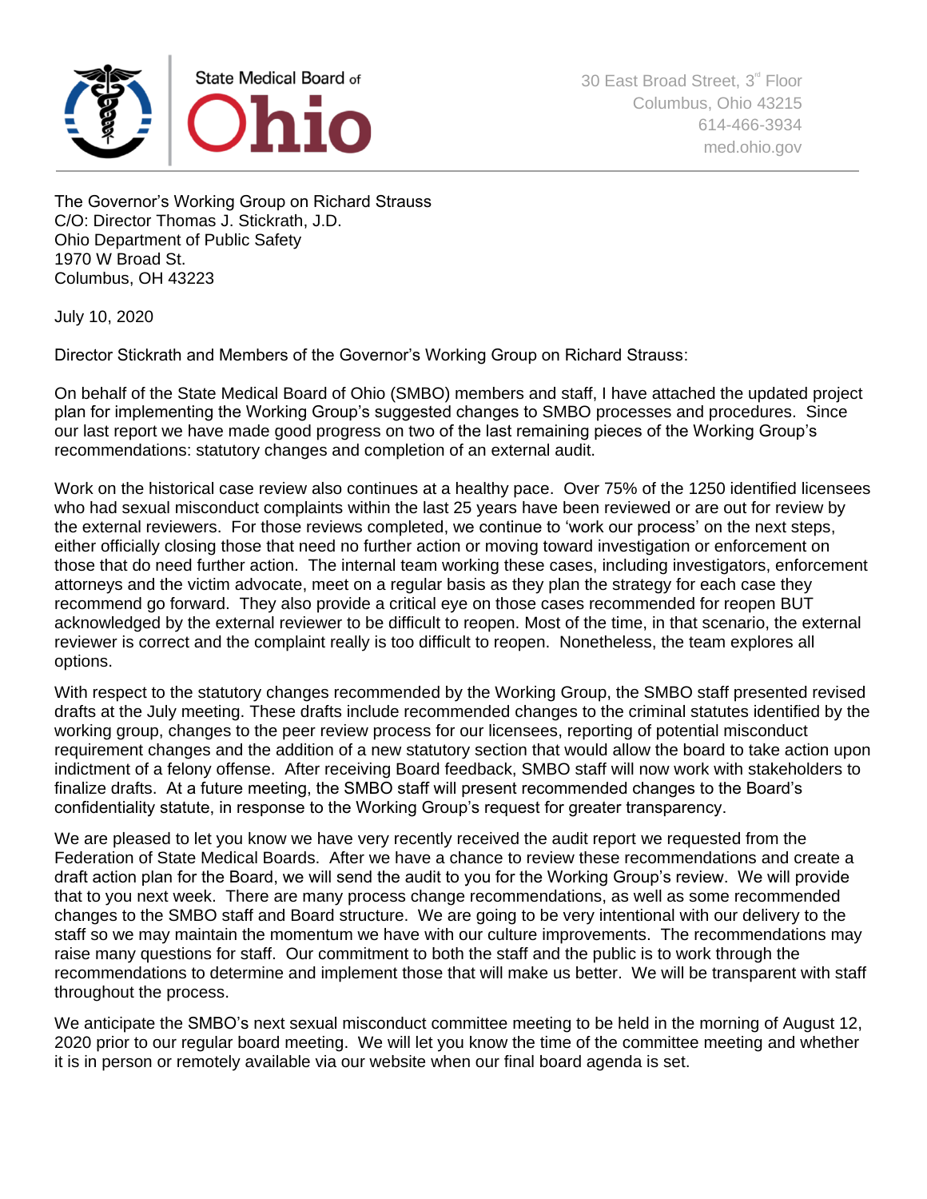State Medical Board of **Ohio**

30 East Broad Street, 3rd Floor
Columbus, Ohio 43215
614-466-3934
med.ohio.gov

The Governor's Working Group on Richard Strauss
C/O: Director Thomas J. Stickrath, J.D.
Ohio Department of Public Safety
1970 W Broad St.
Columbus, OH 43223

July 10, 2020

Director Stickrath and Members of the Governor's Working Group on Richard Strauss:

On behalf of the State Medical Board of Ohio (SMBO) members and staff, I have attached the updated project plan for implementing the Working Group's suggested changes to SMBO processes and procedures. Since our last report we have made good progress on two of the last remaining pieces of the Working Group's recommendations: statutory changes and completion of an external audit.

Work on the historical case review also continues at a healthy pace. Over 75% of the 1250 identified licensees who had sexual misconduct complaints within the last 25 years have been reviewed or are out for review by the external reviewers. For those reviews completed, we continue to 'work our process' on the next steps, either officially closing those that need no further action or moving toward investigation or enforcement on those that do need further action. The internal team working these cases, including investigators, enforcement attorneys and the victim advocate, meet on a regular basis as they plan the strategy for each case they recommend go forward. They also provide a critical eye on those cases recommended for reopen BUT acknowledged by the external reviewer to be difficult to reopen. Most of the time, in that scenario, the external reviewer is correct and the complaint really is too difficult to reopen. Nonetheless, the team explores all options.

With respect to the statutory changes recommended by the Working Group, the SMBO staff presented revised drafts at the July meeting. These drafts include recommended changes to the criminal statutes identified by the working group, changes to the peer review process for our licensees, reporting of potential misconduct requirement changes and the addition of a new statutory section that would allow the board to take action upon indictment of a felony offense. After receiving Board feedback, SMBO staff will now work with stakeholders to finalize drafts. At a future meeting, the SMBO staff will present recommended changes to the Board's confidentiality statute, in response to the Working Group's request for greater transparency.

We are pleased to let you know we have very recently received the audit report we requested from the Federation of State Medical Boards. After we have a chance to review these recommendations and create a draft action plan for the Board, we will send the audit to you for the Working Group's review. We will provide that to you next week. There are many process change recommendations, as well as some recommended changes to the SMBO staff and Board structure. We are going to be very intentional with our delivery to the staff so we may maintain the momentum we have with our culture improvements. The recommendations may raise many questions for staff. Our commitment to both the staff and the public is to work through the recommendations to determine and implement those that will make us better. We will be transparent with staff throughout the process.

We anticipate the SMBO's next sexual misconduct committee meeting to be held in the morning of August 12, 2020 prior to our regular board meeting. We will let you know the time of the committee meeting and whether it is in person or remotely available via our website when our final board agenda is set.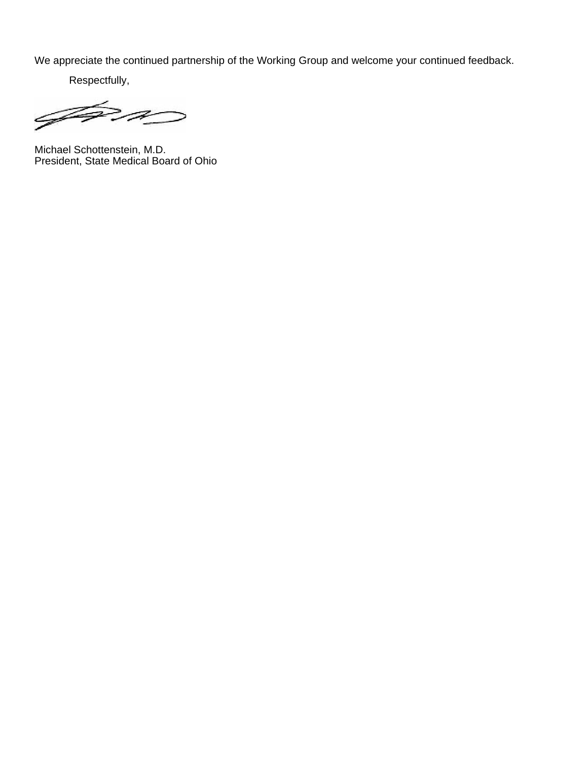We appreciate the continued partnership of the Working Group and welcome your continued feedback.

Respectfully,

Michael Schottenstein, M.D.
President, State Medical Board of Ohio